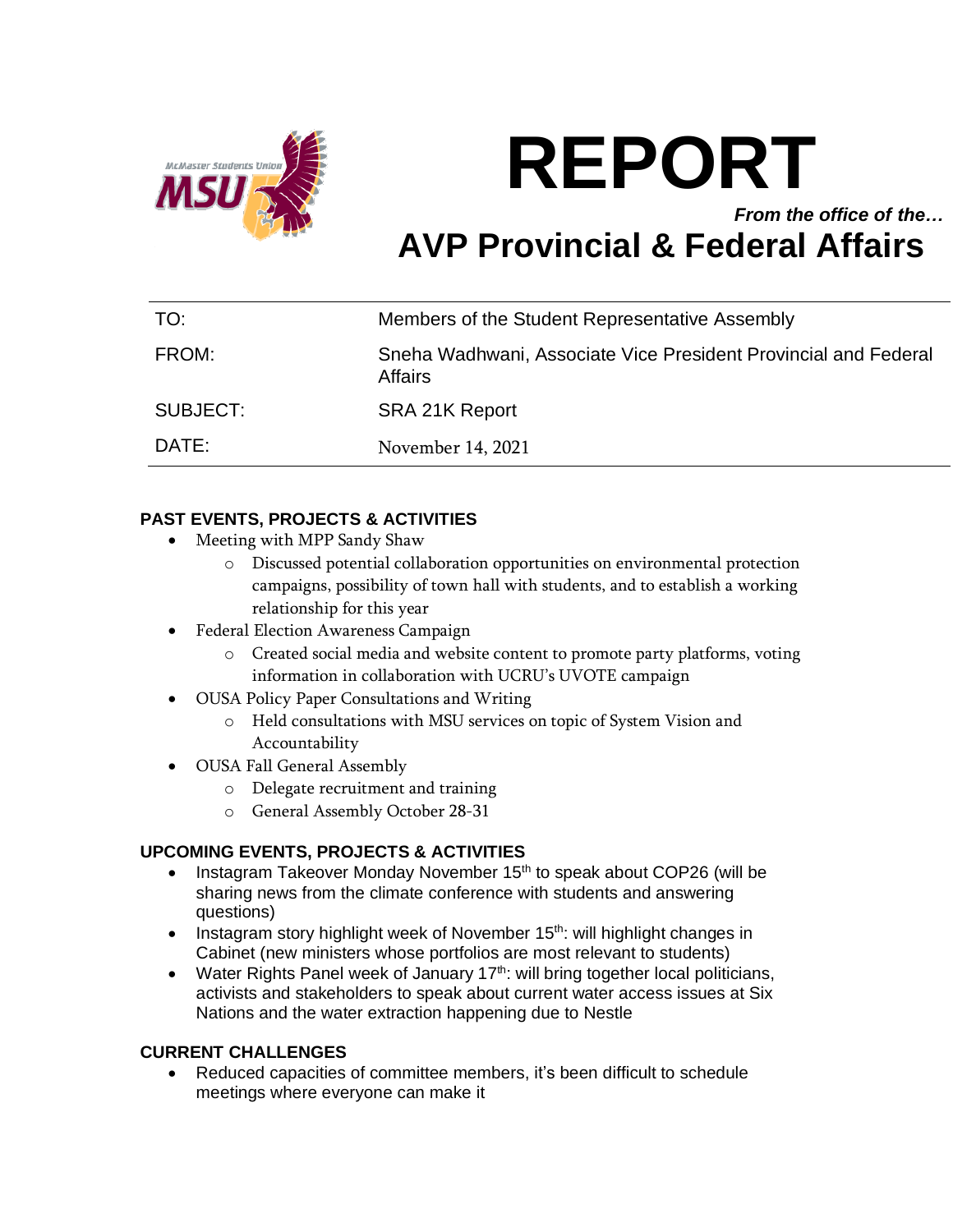# REPORT

***From the office of the…***

# AVP Provincial & Federal Affairs

| | |
|---|---|
| TO: | Members of the Student Representative Assembly |
| FROM: | Sneha Wadhwani, Associate Vice President Provincial and Federal Affairs |
| SUBJECT: | SRA 21K Report |
| DATE: | November 14, 2021 |

### PAST EVENTS, PROJECTS & ACTIVITIES

- Meeting with MPP Sandy Shaw
  - Discussed potential collaboration opportunities on environmental protection campaigns, possibility of town hall with students, and to establish a working relationship for this year
- Federal Election Awareness Campaign
  - Created social media and website content to promote party platforms, voting information in collaboration with UCRU's UVOTE campaign
- OUSA Policy Paper Consultations and Writing
  - Held consultations with MSU services on topic of System Vision and Accountability
- OUSA Fall General Assembly
  - Delegate recruitment and training
  - General Assembly October 28-31

### UPCOMING EVENTS, PROJECTS & ACTIVITIES

- Instagram Takeover Monday November 15th to speak about COP26 (will be sharing news from the climate conference with students and answering questions)
- Instagram story highlight week of November 15th: will highlight changes in Cabinet (new ministers whose portfolios are most relevant to students)
- Water Rights Panel week of January 17th: will bring together local politicians, activists and stakeholders to speak about current water access issues at Six Nations and the water extraction happening due to Nestle

### CURRENT CHALLENGES

- Reduced capacities of committee members, it's been difficult to schedule meetings where everyone can make it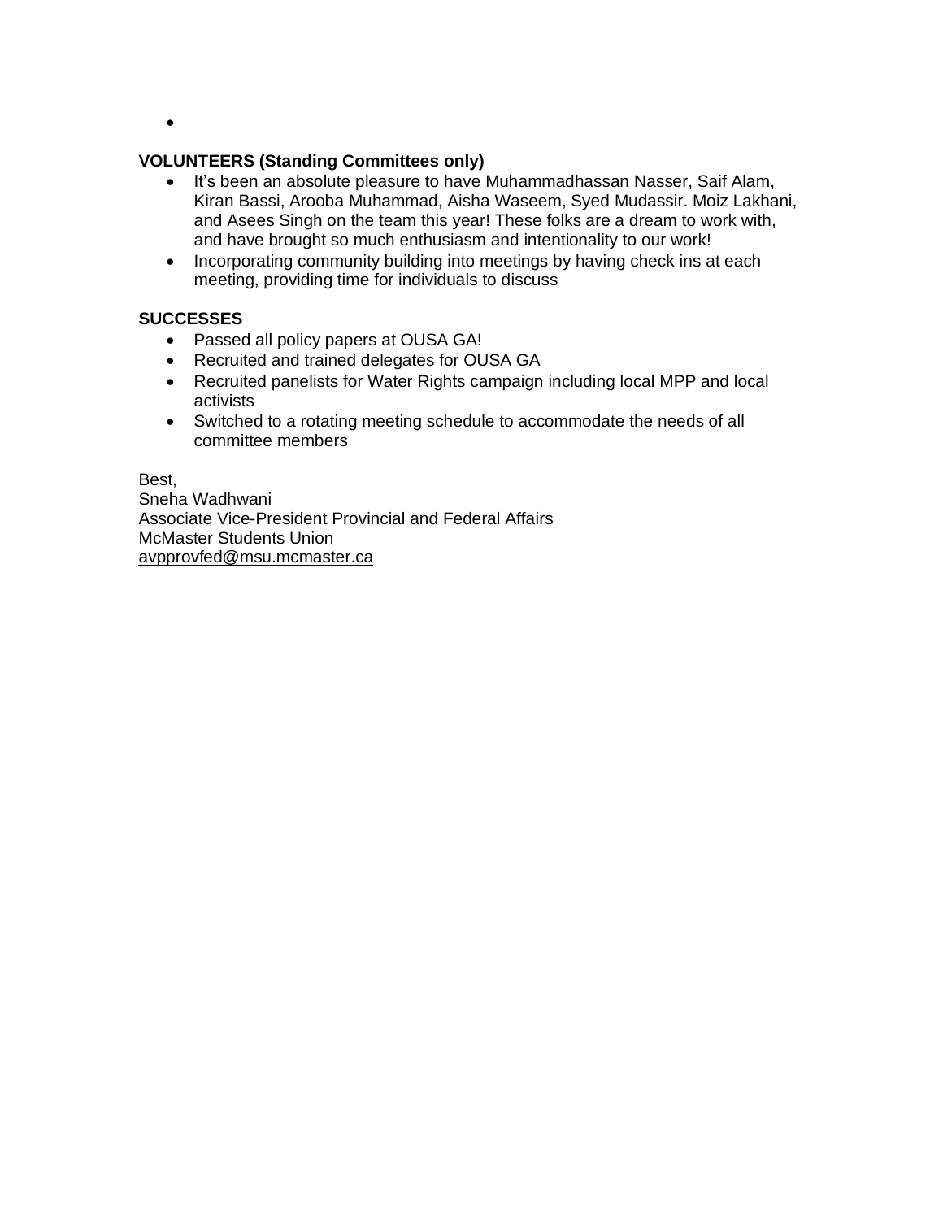- 

**VOLUNTEERS (Standing Committees only)**

- It's been an absolute pleasure to have Muhammadhassan Nasser, Saif Alam, Kiran Bassi, Arooba Muhammad, Aisha Waseem, Syed Mudassir. Moiz Lakhani, and Asees Singh on the team this year! These folks are a dream to work with, and have brought so much enthusiasm and intentionality to our work!
- Incorporating community building into meetings by having check ins at each meeting, providing time for individuals to discuss

**SUCCESSES**

- Passed all policy papers at OUSA GA!
- Recruited and trained delegates for OUSA GA
- Recruited panelists for Water Rights campaign including local MPP and local activists
- Switched to a rotating meeting schedule to accommodate the needs of all committee members

Best,
Sneha Wadhwani
Associate Vice-President Provincial and Federal Affairs
McMaster Students Union
avpprovfed@msu.mcmaster.ca